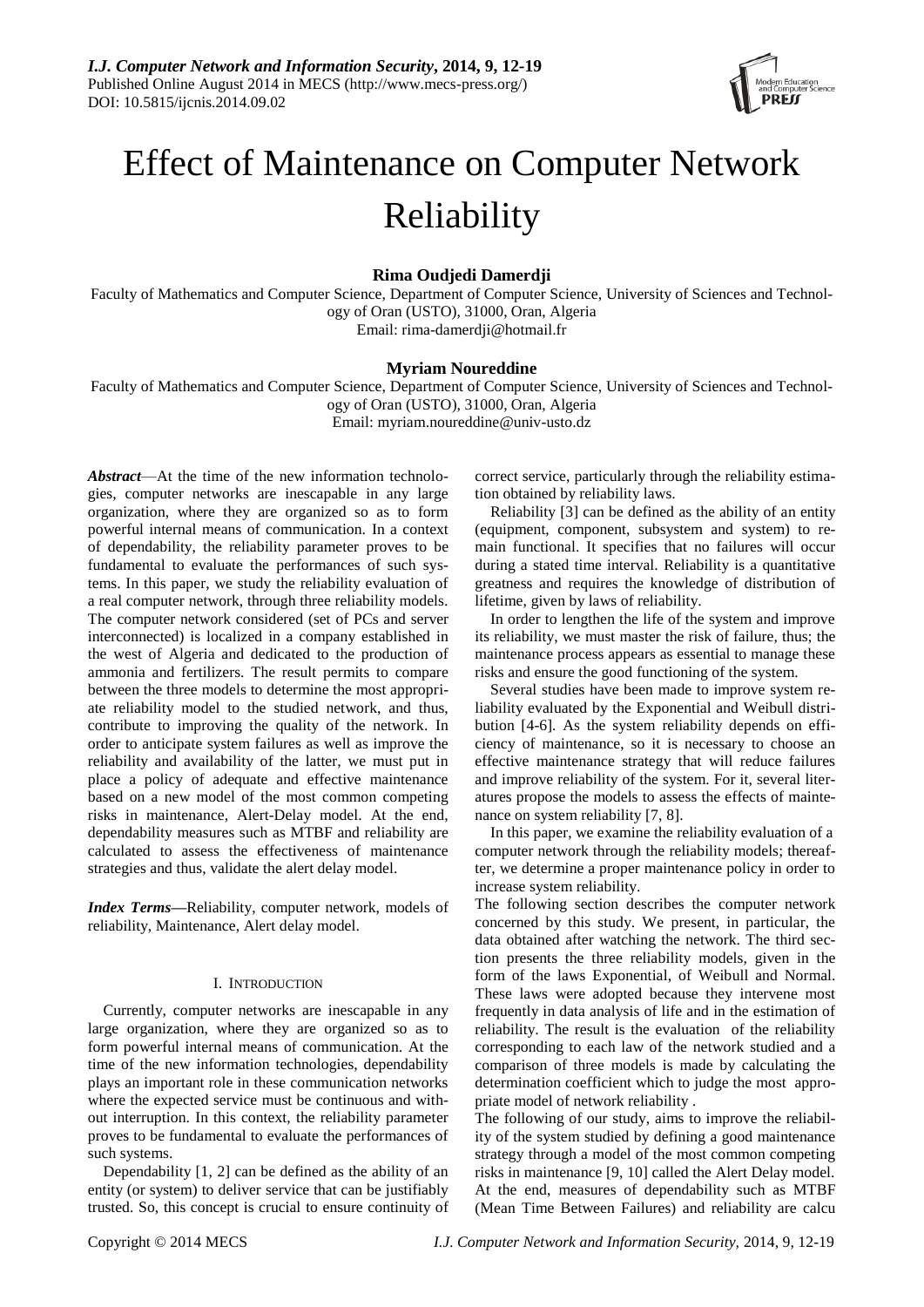I.J. Computer Network and Information Security, 2014, 9, 12-19
Published Online August 2014 in MECS (http://www.mecs-press.org/)
DOI: 10.5815/ijcnis.2014.09.02

# Effect of Maintenance on Computer Network Reliability

**Rima Oudjedi Damerdji**

Faculty of Mathematics and Computer Science, Department of Computer Science, University of Sciences and Technology of Oran (USTO), 31000, Oran, Algeria
Email: rima-damerdji@hotmail.fr

**Myriam Noureddine**

Faculty of Mathematics and Computer Science, Department of Computer Science, University of Sciences and Technology of Oran (USTO), 31000, Oran, Algeria
Email: myriam.noureddine@univ-usto.dz

***Abstract***—At the time of the new information technologies, computer networks are inescapable in any large organization, where they are organized so as to form powerful internal means of communication. In a context of dependability, the reliability parameter proves to be fundamental to evaluate the performances of such systems. In this paper, we study the reliability evaluation of a real computer network, through three reliability models. The computer network considered (set of PCs and server interconnected) is localized in a company established in the west of Algeria and dedicated to the production of ammonia and fertilizers. The result permits to compare between the three models to determine the most appropriate reliability model to the studied network, and thus, contribute to improving the quality of the network. In order to anticipate system failures as well as improve the reliability and availability of the latter, we must put in place a policy of adequate and effective maintenance based on a new model of the most common competing risks in maintenance, Alert-Delay model. At the end, dependability measures such as MTBF and reliability are calculated to assess the effectiveness of maintenance strategies and thus, validate the alert delay model.

***Index Terms***—Reliability, computer network, models of reliability, Maintenance, Alert delay model.

## I. Introduction

Currently, computer networks are inescapable in any large organization, where they are organized so as to form powerful internal means of communication. At the time of the new information technologies, dependability plays an important role in these communication networks where the expected service must be continuous and without interruption. In this context, the reliability parameter proves to be fundamental to evaluate the performances of such systems.

Dependability [1, 2] can be defined as the ability of an entity (or system) to deliver service that can be justifiably trusted. So, this concept is crucial to ensure continuity of correct service, particularly through the reliability estimation obtained by reliability laws.

Reliability [3] can be defined as the ability of an entity (equipment, component, subsystem and system) to remain functional. It specifies that no failures will occur during a stated time interval. Reliability is a quantitative greatness and requires the knowledge of distribution of lifetime, given by laws of reliability.

In order to lengthen the life of the system and improve its reliability, we must master the risk of failure, thus; the maintenance process appears as essential to manage these risks and ensure the good functioning of the system.

Several studies have been made to improve system reliability evaluated by the Exponential and Weibull distribution [4-6]. As the system reliability depends on efficiency of maintenance, so it is necessary to choose an effective maintenance strategy that will reduce failures and improve reliability of the system. For it, several literatures propose the models to assess the effects of maintenance on system reliability [7, 8].

In this paper, we examine the reliability evaluation of a computer network through the reliability models; thereafter, we determine a proper maintenance policy in order to increase system reliability.

The following section describes the computer network concerned by this study. We present, in particular, the data obtained after watching the network. The third section presents the three reliability models, given in the form of the laws Exponential, of Weibull and Normal. These laws were adopted because they intervene most frequently in data analysis of life and in the estimation of reliability. The result is the evaluation of the reliability corresponding to each law of the network studied and a comparison of three models is made by calculating the determination coefficient which to judge the most appropriate model of network reliability .

The following of our study, aims to improve the reliability of the system studied by defining a good maintenance strategy through a model of the most common competing risks in maintenance [9, 10] called the Alert Delay model. At the end, measures of dependability such as MTBF (Mean Time Between Failures) and reliability are calcu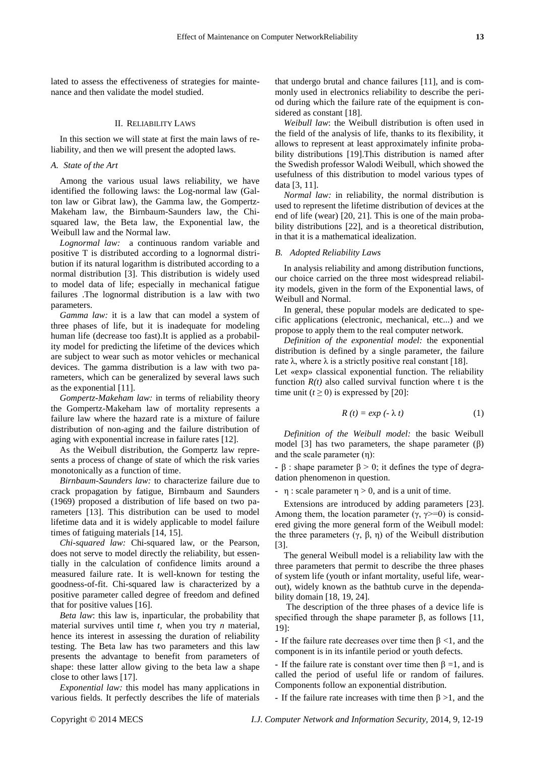lated to assess the effectiveness of strategies for maintenance and then validate the model studied.

## II. Reliability Laws

In this section we will state at first the main laws of reliability, and then we will present the adopted laws.

### A. State of the Art

Among the various usual laws reliability, we have identified the following laws: the Log-normal law (Galton law or Gibrat law), the Gamma law, the Gompertz-Makeham law, the Birnbaum-Saunders law, the Chi-squared law, the Beta law, the Exponential law, the Weibull law and the Normal law.

*Lognormal law:* a continuous random variable and positive T is distributed according to a lognormal distribution if its natural logarithm is distributed according to a normal distribution [3]. This distribution is widely used to model data of life; especially in mechanical fatigue failures .The lognormal distribution is a law with two parameters.

*Gamma law:* it is a law that can model a system of three phases of life, but it is inadequate for modeling human life (decrease too fast).It is applied as a probability model for predicting the lifetime of the devices which are subject to wear such as motor vehicles or mechanical devices. The gamma distribution is a law with two parameters, which can be generalized by several laws such as the exponential [11].

*Gompertz-Makeham law:* in terms of reliability theory the Gompertz-Makeham law of mortality represents a failure law where the hazard rate is a mixture of failure distribution of non-aging and the failure distribution of aging with exponential increase in failure rates [12].

As the Weibull distribution, the Gompertz law represents a process of change of state of which the risk varies monotonically as a function of time.

*Birnbaum-Saunders law:* to characterize failure due to crack propagation by fatigue, Birnbaum and Saunders (1969) proposed a distribution of life based on two parameters [13]. This distribution can be used to model lifetime data and it is widely applicable to model failure times of fatiguing materials [14, 15].

*Chi-squared law:* Chi-squared law, or the Pearson, does not serve to model directly the reliability, but essentially in the calculation of confidence limits around a measured failure rate. It is well-known for testing the goodness-of-fit. Chi-squared law is characterized by a positive parameter called degree of freedom and defined that for positive values [16].

*Beta law*: this law is, inparticular, the probability that material survives until time *t*, when you try *n* material, hence its interest in assessing the duration of reliability testing. The Beta law has two parameters and this law presents the advantage to benefit from parameters of shape: these latter allow giving to the beta law a shape close to other laws [17].

*Exponential law:* this model has many applications in various fields. It perfectly describes the life of materials that undergo brutal and chance failures [11], and is commonly used in electronics reliability to describe the period during which the failure rate of the equipment is considered as constant [18].

*Weibull law*: the Weibull distribution is often used in the field of the analysis of life, thanks to its flexibility, it allows to represent at least approximately infinite probability distributions [19].This distribution is named after the Swedish professor Walodi Weibull, which showed the usefulness of this distribution to model various types of data [3, 11].

*Normal law:* in reliability, the normal distribution is used to represent the lifetime distribution of devices at the end of life (wear) [20, 21]. This is one of the main probability distributions [22], and is a theoretical distribution, in that it is a mathematical idealization.

### B. Adopted Reliability Laws

In analysis reliability and among distribution functions, our choice carried on the three most widespread reliability models, given in the form of the Exponential laws, of Weibull and Normal.

In general, these popular models are dedicated to specific applications (electronic, mechanical, etc...) and we propose to apply them to the real computer network.

*Definition of the exponential model:* the exponential distribution is defined by a single parameter, the failure rate $\lambda$, where $\lambda$ is a strictly positive real constant [18].

Let «exp» classical exponential function. The reliability function $R(t)$ also called survival function where t is the time unit ($t \geq 0$) is expressed by [20]:

$$R(t) = exp(-\lambda t) \tag{1}$$

*Definition of the Weibull model:* the basic Weibull model [3] has two parameters, the shape parameter ($\beta$) and the scale parameter ($\eta$):

- $\beta$ : shape parameter $\beta > 0$; it defines the type of degradation phenomenon in question.
- $\eta$ : scale parameter $\eta > 0$, and is a unit of time.

Extensions are introduced by adding parameters [23]. Among them, the location parameter ($\gamma$, $\gamma$>=0) is considered giving the more general form of the Weibull model: the three parameters ($\gamma$, $\beta$, $\eta$) of the Weibull distribution [3].

The general Weibull model is a reliability law with the three parameters that permit to describe the three phases of system life (youth or infant mortality, useful life, wear-out), widely known as the bathtub curve in the dependability domain [18, 19, 24].

The description of the three phases of a device life is specified through the shape parameter $\beta$, as follows [11, 19]:

- If the failure rate decreases over time then $\beta < 1$, and the component is in its infantile period or youth defects.
- If the failure rate is constant over time then $\beta = 1$, and is called the period of useful life or random of failures. Components follow an exponential distribution.
- If the failure rate increases with time then $\beta > 1$, and the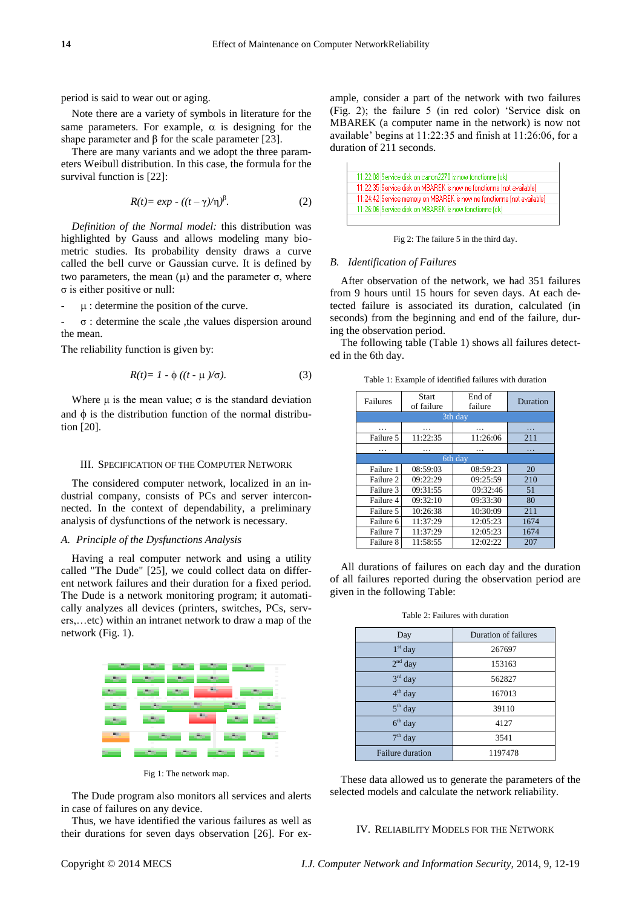period is said to wear out or aging.

Note there are a variety of symbols in literature for the same parameters. For example, $\alpha$ is designing for the shape parameter and $\beta$ for the scale parameter [23].

There are many variants and we adopt the three parameters Weibull distribution. In this case, the formula for the survival function is [22]:

$$R(t)= exp - ((t - \gamma)/\eta)^{\beta}. \quad (2)$$

*Definition of the Normal model:* this distribution was highlighted by Gauss and allows modeling many biometric studies. Its probability density draws a curve called the bell curve or Gaussian curve. It is defined by two parameters, the mean ($\mu$) and the parameter $\sigma$, where $\sigma$ is either positive or null:

- $\mu$ : determine the position of the curve.
- $\sigma$ : determine the scale ,the values dispersion around the mean.

The reliability function is given by:

$$R(t)= 1 - \phi ((t - \mu )/\sigma). \quad (3)$$

Where $\mu$ is the mean value; $\sigma$ is the standard deviation and $\phi$ is the distribution function of the normal distribution [20].

## III. Specification of the Computer Network

The considered computer network, localized in an industrial company, consists of PCs and server interconnected. In the context of dependability, a preliminary analysis of dysfunctions of the network is necessary.

### A. Principle of the Dysfunctions Analysis

Having a real computer network and using a utility called "The Dude" [25], we could collect data on different network failures and their duration for a fixed period. The Dude is a network monitoring program; it automatically analyzes all devices (printers, switches, PCs, servers,…etc) within an intranet network to draw a map of the network (Fig. 1).

Fig 1: The network map.

The Dude program also monitors all services and alerts in case of failures on any device.

Thus, we have identified the various failures as well as their durations for seven days observation [26]. For example, consider a part of the network with two failures (Fig. 2); the failure 5 (in red color) 'Service disk on MBAREK (a computer name in the network) is now not available' begins at 11:22:35 and finish at 11:26:06, for a duration of 211 seconds.

```
11:22:06 Service disk on canon2270 is now fonctionne (ok)
11:22:35 Service disk on MBAREK is now ne fonctionne (not available)
11:24:42 Service memory on MBAREK is now ne fonctionne (not available)
11:26:06 Service disk on MBAREK is now fonctionne (ok)
```

Fig 2: The failure 5 in the third day.

### B. Identification of Failures

After observation of the network, we had 351 failures from 9 hours until 15 hours for seven days. At each detected failure is associated its duration, calculated (in seconds) from the beginning and end of the failure, during the observation period.

The following table (Table 1) shows all failures detected in the 6th day.

Table 1: Example of identified failures with duration

| Failures | Start of failure | End of failure | Duration |
|---|---|---|---|
| 3th day | | | |
| … | … | … | … |
| Failure 5 | 11:22:35 | 11:26:06 | 211 |
| … | … | … | … |
| 6th day | | | |
| Failure 1 | 08:59:03 | 08:59:23 | 20 |
| Failure 2 | 09:22:29 | 09:25:59 | 210 |
| Failure 3 | 09:31:55 | 09:32:46 | 51 |
| Failure 4 | 09:32:10 | 09:33:30 | 80 |
| Failure 5 | 10:26:38 | 10:30:09 | 211 |
| Failure 6 | 11:37:29 | 12:05:23 | 1674 |
| Failure 7 | 11:37:29 | 12:05:23 | 1674 |
| Failure 8 | 11:58:55 | 12:02:22 | 207 |

All durations of failures on each day and the duration of all failures reported during the observation period are given in the following Table:

Table 2: Failures with duration

| Day | Duration of failures |
|---|---|
| 1st day | 267697 |
| 2nd day | 153163 |
| 3rd day | 562827 |
| 4th day | 167013 |
| 5th day | 39110 |
| 6th day | 4127 |
| 7th day | 3541 |
| Failure duration | 1197478 |

These data allowed us to generate the parameters of the selected models and calculate the network reliability.

## IV. Reliability Models for the Network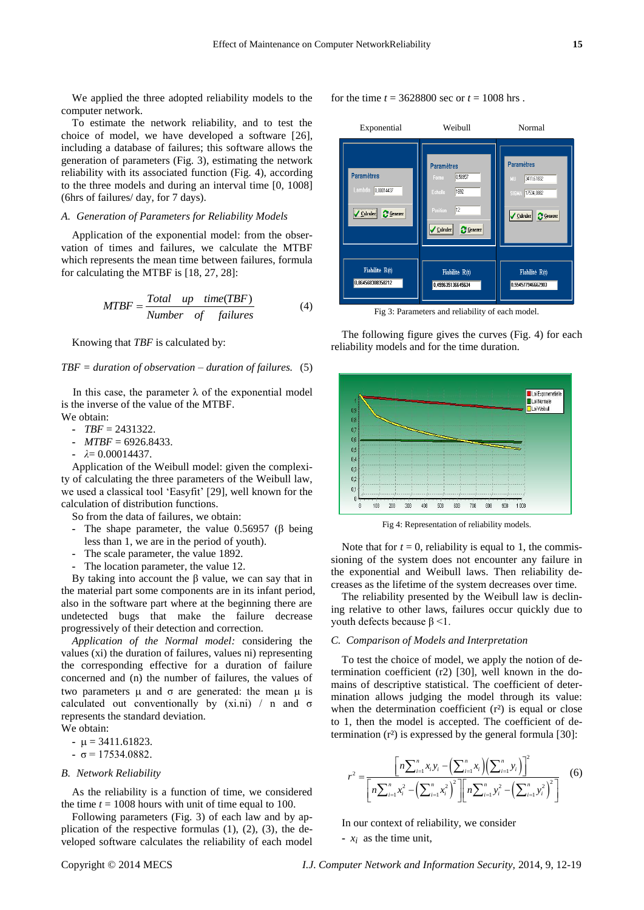We applied the three adopted reliability models to the computer network.

To estimate the network reliability, and to test the choice of model, we have developed a software [26], including a database of failures; this software allows the generation of parameters (Fig. 3), estimating the network reliability with its associated function (Fig. 4), according to the three models and during an interval time [0, 1008] (6hrs of failures/ day, for 7 days).

### A. Generation of Parameters for Reliability Models

Application of the exponential model: from the observation of times and failures, we calculate the MTBF which represents the mean time between failures, formula for calculating the MTBF is [18, 27, 28]:

$$MTBF = \frac{Total \quad up \quad time(TBF)}{Number \quad of \quad failures} \tag{4}$$

Knowing that *TBF* is calculated by:

$$TBF = duration\ of\ observation - duration\ of\ failures. \tag{5}$$

In this case, the parameter λ of the exponential model is the inverse of the value of the MTBF.

We obtain:

- *TBF* = 2431322.
- *MTBF* = 6926.8433.
- $\lambda$= 0.00014437.

Application of the Weibull model: given the complexity of calculating the three parameters of the Weibull law, we used a classical tool 'Easyfit' [29], well known for the calculation of distribution functions.

So from the data of failures, we obtain:

- The shape parameter, the value 0.56957 (β being less than 1, we are in the period of youth).
- The scale parameter, the value 1892.
- The location parameter, the value 12.

By taking into account the β value, we can say that in the material part some components are in its infant period, also in the software part where at the beginning there are undetected bugs that make the failure decrease progressively of their detection and correction.

*Application of the Normal model:* considering the values (xi) the duration of failures, values ni) representing the corresponding effective for a duration of failure concerned and (n) the number of failures, the values of two parameters μ and σ are generated: the mean μ is calculated out conventionally by (xi.ni) / n and σ represents the standard deviation.

We obtain:

- μ = 3411.61823.
- σ = 17534.0882.

### B. Network Reliability

As the reliability is a function of time, we considered the time *t* = 1008 hours with unit of time equal to 100.

Following parameters (Fig. 3) of each law and by application of the respective formulas (1), (2), (3), the developed software calculates the reliability of each model for the time *t* = 3628800 sec or *t* = 1008 hrs .

Fig 3: Parameters and reliability of each model.

The following figure gives the curves (Fig. 4) for each reliability models and for the time duration.

Fig 4: Representation of reliability models.

Note that for *t* = 0, reliability is equal to 1, the commissioning of the system does not encounter any failure in the exponential and Weibull laws. Then reliability decreases as the lifetime of the system decreases over time.

The reliability presented by the Weibull law is declining relative to other laws, failures occur quickly due to youth defects because β <1.

### C. Comparison of Models and Interpretation

To test the choice of model, we apply the notion of determination coefficient (r2) [30], well known in the domains of descriptive statistical. The coefficient of determination allows judging the model through its value: when the determination coefficient ($r^2$) is equal or close to 1, then the model is accepted. The coefficient of determination ($r^2$) is expressed by the general formula [30]:

$$r^2 = \frac{\left[n\sum_{i=1}^{n} x_i y_i - \left(\sum_{i=1}^{n} x_i\right)\left(\sum_{i=1}^{n} y_i\right)\right]^2}{\left[n\sum_{i=1}^{n} x_i^2 - \left(\sum_{i=1}^{n} x_i^2\right)^2\right]\left[n\sum_{i=1}^{n} y_i^2 - \left(\sum_{i=1}^{n} y_i^2\right)^2\right]} \tag{6}$$

In our context of reliability, we consider

- $x_i$ as the time unit,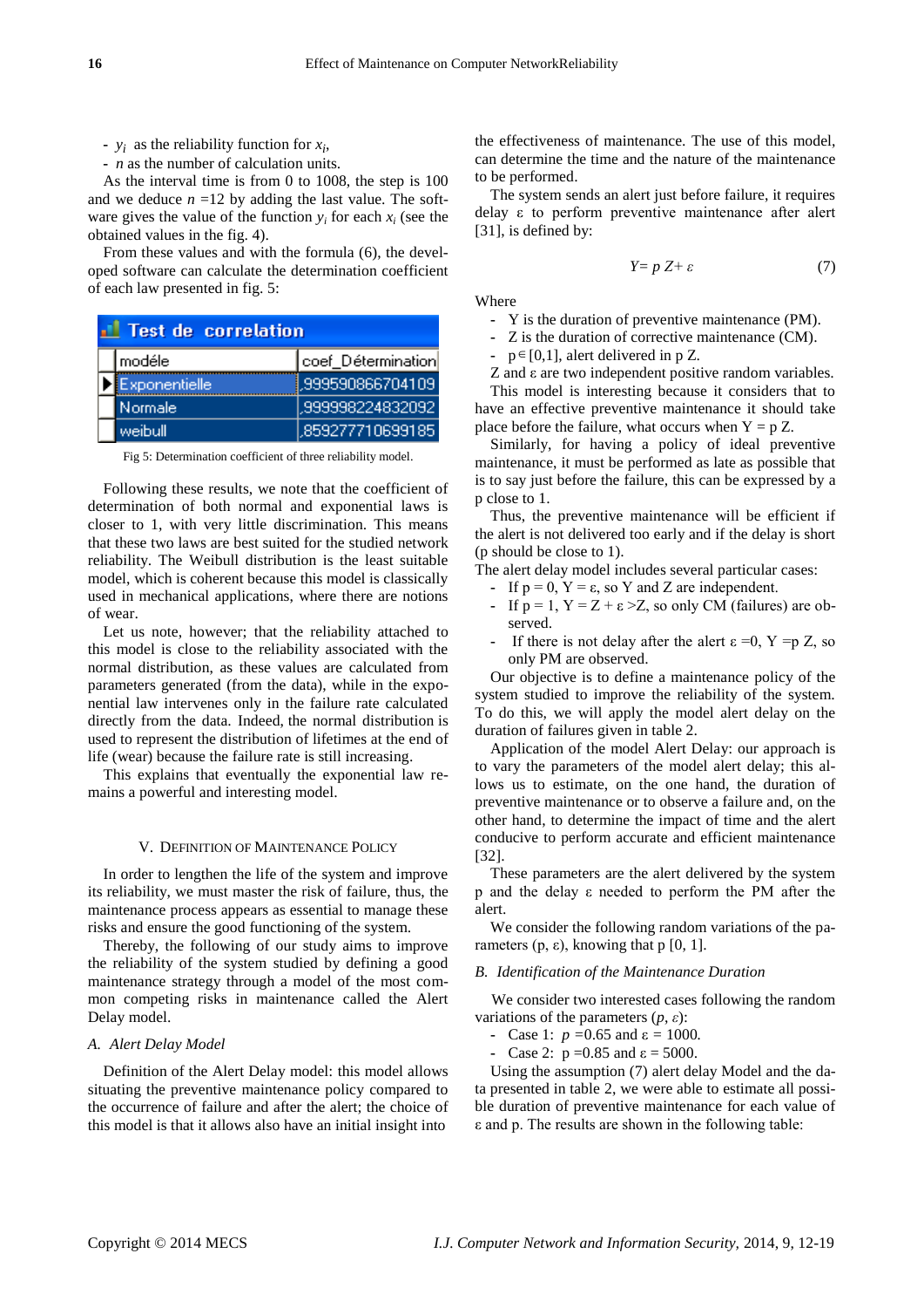- $y_i$ as the reliability function for $x_i$,
- $n$ as the number of calculation units.

As the interval time is from 0 to 1008, the step is 100 and we deduce $n$ =12 by adding the last value. The software gives the value of the function $y_i$ for each $x_i$ (see the obtained values in the fig. 4).

From these values and with the formula (6), the developed software can calculate the determination coefficient of each law presented in fig. 5:

| Test de correlation | |
|---|---|
| modéle | coef_Détermination |
| Exponentielle | ,999590866704109 |
| Normale | ,999998224832092 |
| weibull | ,859277710699185 |

Fig 5: Determination coefficient of three reliability model.

Following these results, we note that the coefficient of determination of both normal and exponential laws is closer to 1, with very little discrimination. This means that these two laws are best suited for the studied network reliability. The Weibull distribution is the least suitable model, which is coherent because this model is classically used in mechanical applications, where there are notions of wear.

Let us note, however; that the reliability attached to this model is close to the reliability associated with the normal distribution, as these values are calculated from parameters generated (from the data), while in the exponential law intervenes only in the failure rate calculated directly from the data. Indeed, the normal distribution is used to represent the distribution of lifetimes at the end of life (wear) because the failure rate is still increasing.

This explains that eventually the exponential law remains a powerful and interesting model.

## V. Definition of Maintenance Policy

In order to lengthen the life of the system and improve its reliability, we must master the risk of failure, thus, the maintenance process appears as essential to manage these risks and ensure the good functioning of the system.

Thereby, the following of our study aims to improve the reliability of the system studied by defining a good maintenance strategy through a model of the most common competing risks in maintenance called the Alert Delay model.

### *A. Alert Delay Model*

Definition of the Alert Delay model: this model allows situating the preventive maintenance policy compared to the occurrence of failure and after the alert; the choice of this model is that it allows also have an initial insight into the effectiveness of maintenance. The use of this model, can determine the time and the nature of the maintenance to be performed.

The system sends an alert just before failure, it requires delay ε to perform preventive maintenance after alert [31], is defined by:

$$Y= p\, Z+ \varepsilon \qquad (7)$$

Where

- Y is the duration of preventive maintenance (PM).
- Z is the duration of corrective maintenance (CM).
- $p \in [0,1]$, alert delivered in p Z.

Z and ε are two independent positive random variables.

This model is interesting because it considers that to have an effective preventive maintenance it should take place before the failure, what occurs when Y = p Z.

Similarly, for having a policy of ideal preventive maintenance, it must be performed as late as possible that is to say just before the failure, this can be expressed by a p close to 1.

Thus, the preventive maintenance will be efficient if the alert is not delivered too early and if the delay is short (p should be close to 1).

The alert delay model includes several particular cases:

- If p = 0, Y = ε, so Y and Z are independent.
- If p = 1, Y = Z + ε >Z, so only CM (failures) are observed.
- If there is not delay after the alert ε =0, Y =p Z, so only PM are observed.

Our objective is to define a maintenance policy of the system studied to improve the reliability of the system. To do this, we will apply the model alert delay on the duration of failures given in table 2.

Application of the model Alert Delay: our approach is to vary the parameters of the model alert delay; this allows us to estimate, on the one hand, the duration of preventive maintenance or to observe a failure and, on the other hand, to determine the impact of time and the alert conducive to perform accurate and efficient maintenance [32].

These parameters are the alert delivered by the system p and the delay ε needed to perform the PM after the alert.

We consider the following random variations of the parameters (p, ε), knowing that p [0, 1].

### *B. Identification of the Maintenance Duration*

We consider two interested cases following the random variations of the parameters ($p$, $\varepsilon$):

- Case 1: $p$ =0.65 and ε = 1000.
- Case 2: p =0.85 and ε = 5000.

Using the assumption (7) alert delay Model and the data presented in table 2, we were able to estimate all possible duration of preventive maintenance for each value of ε and p. The results are shown in the following table: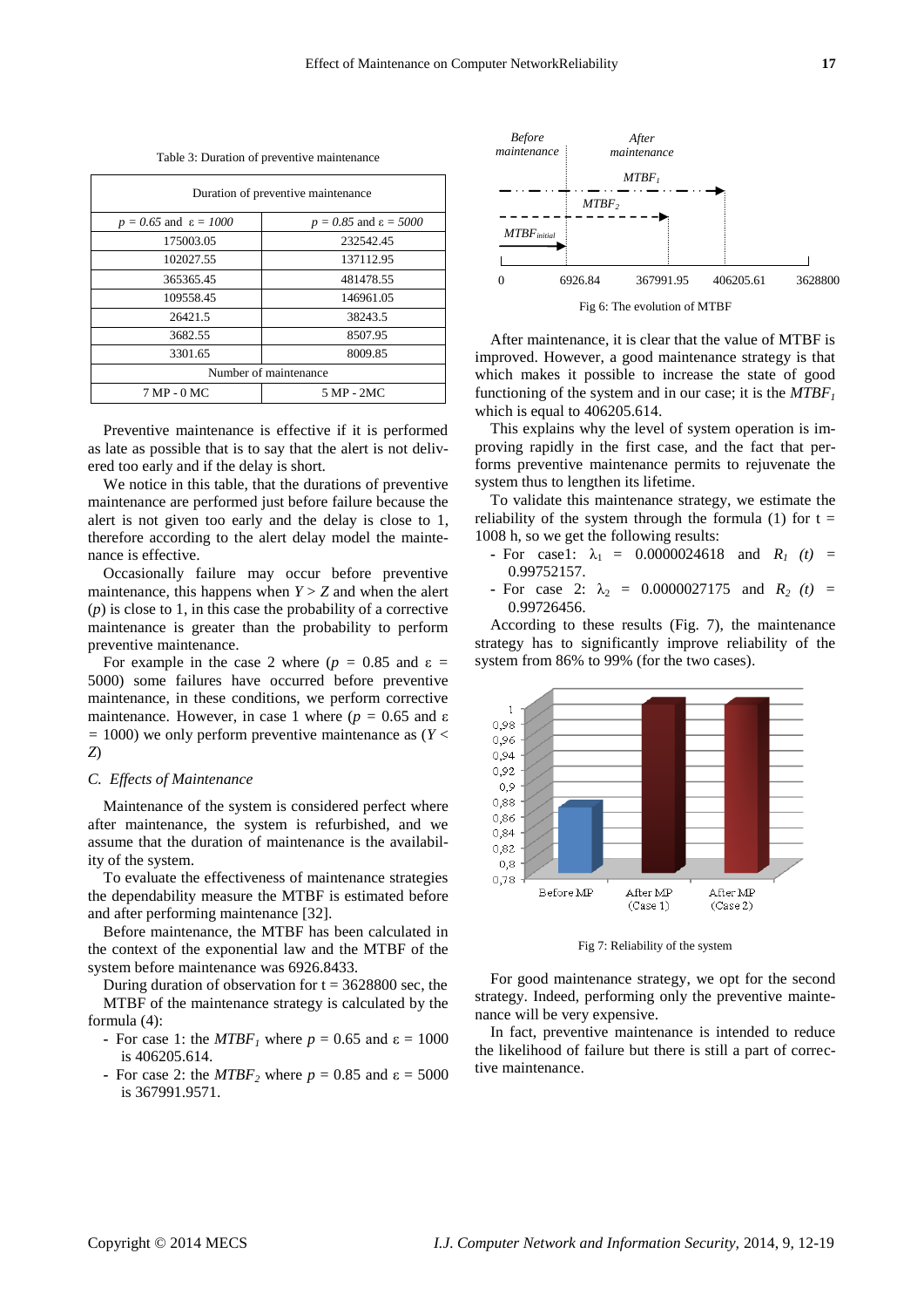Table 3: Duration of preventive maintenance

| Duration of preventive maintenance | |
|---|---|
| $p = 0.65$ and $\varepsilon = 1000$ | $p = 0.85$ and $\varepsilon = 5000$ |
| 175003.05 | 232542.45 |
| 102027.55 | 137112.95 |
| 365365.45 | 481478.55 |
| 109558.45 | 146961.05 |
| 26421.5 | 38243.5 |
| 3682.55 | 8507.95 |
| 3301.65 | 8009.85 |
| Number of maintenance | |
| 7 MP - 0 MC | 5 MP - 2MC |

Preventive maintenance is effective if it is performed as late as possible that is to say that the alert is not delivered too early and if the delay is short.

We notice in this table, that the durations of preventive maintenance are performed just before failure because the alert is not given too early and the delay is close to 1, therefore according to the alert delay model the maintenance is effective.

Occasionally failure may occur before preventive maintenance, this happens when $Y > Z$ and when the alert ($p$) is close to 1, in this case the probability of a corrective maintenance is greater than the probability to perform preventive maintenance.

For example in the case 2 where ($p = 0.85$ and $\varepsilon = 5000$) some failures have occurred before preventive maintenance, in these conditions, we perform corrective maintenance. However, in case 1 where ($p = 0.65$ and $\varepsilon = 1000$) we only perform preventive maintenance as ($Y < Z$)

### C. Effects of Maintenance

Maintenance of the system is considered perfect where after maintenance, the system is refurbished, and we assume that the duration of maintenance is the availability of the system.

To evaluate the effectiveness of maintenance strategies the dependability measure the MTBF is estimated before and after performing maintenance [32].

Before maintenance, the MTBF has been calculated in the context of the exponential law and the MTBF of the system before maintenance was 6926.8433.

During duration of observation for t = 3628800 sec, the MTBF of the maintenance strategy is calculated by the formula (4):

- For case 1: the $MTBF_1$ where $p = 0.65$ and $\varepsilon = 1000$ is 406205.614.
- For case 2: the $MTBF_2$ where $p = 0.85$ and $\varepsilon = 5000$ is 367991.9571.

Fig 6: The evolution of MTBF

After maintenance, it is clear that the value of MTBF is improved. However, a good maintenance strategy is that which makes it possible to increase the state of good functioning of the system and in our case; it is the $MTBF_1$ which is equal to 406205.614.

This explains why the level of system operation is improving rapidly in the first case, and the fact that performs preventive maintenance permits to rejuvenate the system thus to lengthen its lifetime.

To validate this maintenance strategy, we estimate the reliability of the system through the formula (1) for t = 1008 h, so we get the following results:

- For case1: $\lambda_1 = 0.0000024618$ and $R_1\ (t) = 0.99752157$.
- For case 2: $\lambda_2 = 0.0000027175$ and $R_2\ (t) = 0.99726456$.

According to these results (Fig. 7), the maintenance strategy has to significantly improve reliability of the system from 86% to 99% (for the two cases).

Fig 7: Reliability of the system

For good maintenance strategy, we opt for the second strategy. Indeed, performing only the preventive maintenance will be very expensive.

In fact, preventive maintenance is intended to reduce the likelihood of failure but there is still a part of corrective maintenance.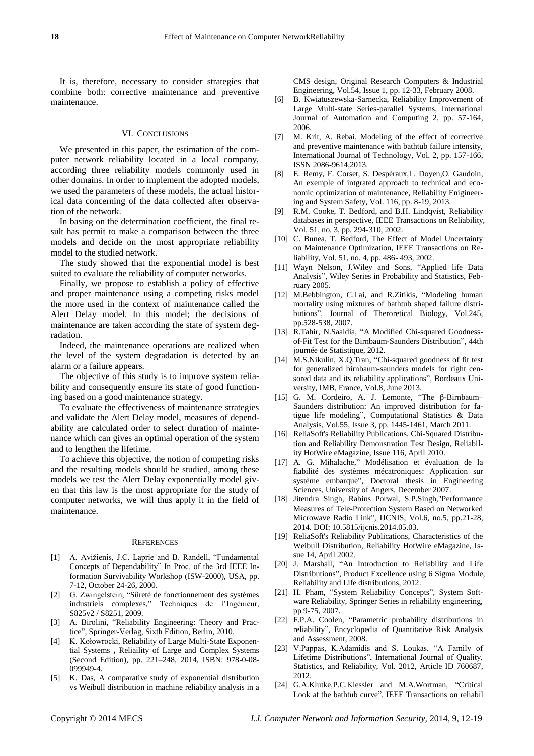It is, therefore, necessary to consider strategies that combine both: corrective maintenance and preventive maintenance.

## VI. Conclusions

We presented in this paper, the estimation of the computer network reliability located in a local company, according three reliability models commonly used in other domains. In order to implement the adopted models, we used the parameters of these models, the actual historical data concerning of the data collected after observation of the network.

In basing on the determination coefficient, the final result has permit to make a comparison between the three models and decide on the most appropriate reliability model to the studied network.

The study showed that the exponential model is best suited to evaluate the reliability of computer networks.

Finally, we propose to establish a policy of effective and proper maintenance using a competing risks model the more used in the context of maintenance called the Alert Delay model. In this model; the decisions of maintenance are taken according the state of system degradation.

Indeed, the maintenance operations are realized when the level of the system degradation is detected by an alarm or a failure appears.

The objective of this study is to improve system reliability and consequently ensure its state of good functioning based on a good maintenance strategy.

To evaluate the effectiveness of maintenance strategies and validate the Alert Delay model, measures of dependability are calculated order to select duration of maintenance which can gives an optimal operation of the system and to lengthen the lifetime.

To achieve this objective, the notion of competing risks and the resulting models should be studied, among these models we test the Alert Delay exponentially model given that this law is the most appropriate for the study of computer networks, we will thus apply it in the field of maintenance.

## References

[1] A. Avižienis, J.C. Laprie and B. Randell, "Fundamental Concepts of Dependability" In Proc. of the 3rd IEEE Information Survivability Workshop (ISW-2000), USA, pp. 7-12, October 24-26, 2000.

[2] G. Zwingelstein, "Sûreté de fonctionnement des systèmes industriels complexes," Techniques de l'Ingénieur, S825v2 / S8251, 2009.

[3] A. Birolini, "Reliability Engineering: Theory and Practice", Springer-Verlag, Sixth Edition, Berlin, 2010.

[4] K. Kołowrocki, Reliability of Large Multi-State Exponential Systems **,** Reliaility of Large and Complex Systems (Second Edition), pp. 221–248, 2014, ISBN: 978-0-08-099949-4.

[5] K. Das, A comparative study of exponential distribution vs Weibull distribution in machine reliability analysis in a CMS design, Original Research Computers & Industrial Engineering, Vol.54, Issue 1, pp. 12-33, February 2008.

[6] B. Kwiatuszewska-Sarnecka, Reliability Improvement of Large Multi-state Series-parallel Systems, International Journal of Automation and Computing 2, pp. 57-164, 2006.

[7] M. Krit, A. Rebai, Modeling of the effect of corrective and preventive maintenance with bathtub failure intensity, International Journal of Technology, Vol. 2, pp. 157-166, ISSN 2086-9614,2013.

[8] E. Remy, F. Corset, S. Despéraux,L. Doyen,O. Gaudoin, An exemple of intgrated approach to technical and economic optimization of maintenance, Reliability Enigineering and System Safety, Vol. 116, pp. 8-19, 2013.

[9] R.M. Cooke, T. Bedford, and B.H. Lindqvist, Reliability databases in perspective, IEEE Transactions on Reliability, Vol. 51, no. 3, pp. 294-310, 2002.

[10] C. Bunea, T. Bedford, The Effect of Model Uncertainty on Maintenance Optimization, IEEE Transactions on Reliability, Vol. 51, no. 4, pp. 486- 493, 2002.

[11] Wayn Nelson, J.Wiley and Sons, "Applied life Data Analysis", Wiley Series in Probability and Statistics, February 2005.

[12] M.Bebbington, C.Lai, and R.Zitikis, "Modeling human mortality using mixtures of bathtub shaped failure distributions", Journal of Theroretical Biology, Vol.245, pp.528-538, 2007.

[13] R.Tahir, N.Saaidia, "A Modified Chi-squared Goodness-of-Fit Test for the Birnbaum-Saunders Distribution", 44th journée de Statistique, 2012.

[14] M.S.Nikulin, X.Q.Tran, "Chi-squared goodness of fit test for generalized birnbaum-saunders models for right censored data and its reliability applications", Bordeaux University, IMB, France, Vol.8, June 2013.

[15] G. M. Cordeiro, A. J. Lemonte, "The β-Birnbaum–Saunders distribution: An improved distribution for fatigue life modeling", Computational Statistics & Data Analysis, Vol.55, Issue 3, pp. 1445-1461, March 2011.

[16] ReliaSoft's Reliability Publications, Chi-Squared Distribution and Reliability Demonstration Test Design, Reliability HotWire eMagazine, Issue 116, April 2010.

[17] A. G. Mihalache," Modélisation et évaluation de la fiabilité des systèmes mécatroniques: Application sur système embarque", Doctoral thesis in Engineering Sciences, University of Angers, December 2007.

[18] Jitendra Singh, Rabins Porwal, S.P.Singh,"Performance Measures of Tele-Protection System Based on Networked Microwave Radio Link", IJCNIS, Vol.6, no.5, pp.21-28, 2014. DOI: 10.5815/ijcnis.2014.05.03.

[19] ReliaSoft's Reliability Publications, Characteristics of the Weibull Distribution, Reliability HotWire eMagazine, Issue 14, April 2002.

[20] J. Marshall, "An Introduction to Reliability and Life Distributions", Product Excellence using 6 Sigma Module, Reliability and Life distributions, 2012.

[21] H. Pham, "System Reliability Concepts", System Software Reliability, Springer Series in reliability engineering, pp 9-75, 2007.

[22] F.P.A. Coolen, "Parametric probability distributions in reliability", Encyclopedia of Quantitative Risk Analysis and Assessment, 2008.

[23] V.Pappas, K.Adamidis and S. Loukas, "A Family of Lifetime Distributions", International Journal of Quality, Statistics, and Reliability, Vol. 2012, Article ID 760687, 2012.

[24] G.A.Klutke,P.C.Kiessler and M.A.Wortman, "Critical Look at the bathtub curve", IEEE Transactions on reliabil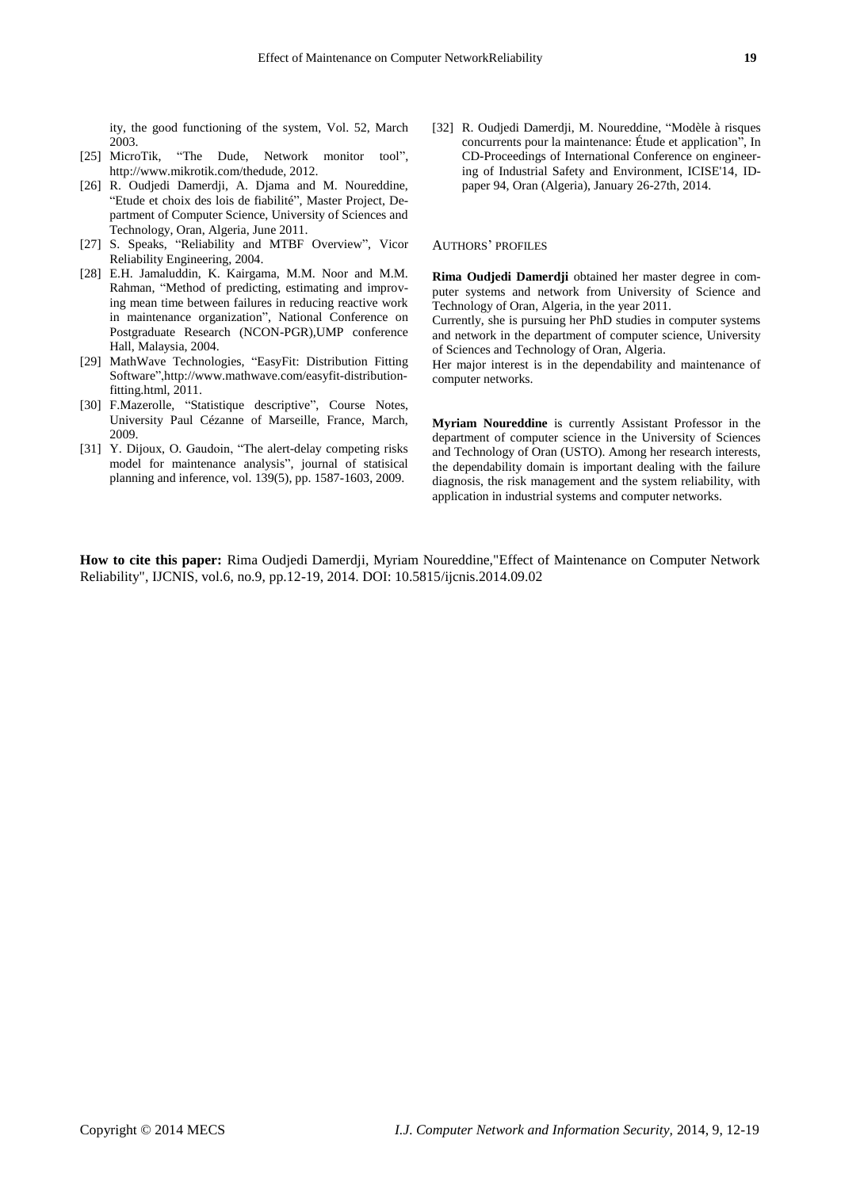ity, the good functioning of the system, Vol. 52, March 2003.

[25] MicroTik, "The Dude, Network monitor tool", http://www.mikrotik.com/thedude, 2012.

[26] R. Oudjedi Damerdji, A. Djama and M. Noureddine, "Etude et choix des lois de fiabilité", Master Project, Department of Computer Science, University of Sciences and Technology, Oran, Algeria, June 2011.

[27] S. Speaks, "Reliability and MTBF Overview", Vicor Reliability Engineering, 2004.

[28] E.H. Jamaluddin, K. Kairgama, M.M. Noor and M.M. Rahman, "Method of predicting, estimating and improving mean time between failures in reducing reactive work in maintenance organization", National Conference on Postgraduate Research (NCON-PGR),UMP conference Hall, Malaysia, 2004.

[29] MathWave Technologies, "EasyFit: Distribution Fitting Software",http://www.mathwave.com/easyfit-distribution-fitting.html, 2011.

[30] F.Mazerolle, "Statistique descriptive", Course Notes, University Paul Cézanne of Marseille, France, March, 2009.

[31] Y. Dijoux, O. Gaudoin, "The alert-delay competing risks model for maintenance analysis", journal of statisical planning and inference, vol. 139(5), pp. 1587-1603, 2009.

[32] R. Oudjedi Damerdji, M. Noureddine, "Modèle à risques concurrents pour la maintenance: Étude et application", In CD-Proceedings of International Conference on engineering of Industrial Safety and Environment, ICISE'14, ID-paper 94, Oran (Algeria), January 26-27th, 2014.

## AUTHORS' PROFILES

**Rima Oudjedi Damerdji** obtained her master degree in computer systems and network from University of Science and Technology of Oran, Algeria, in the year 2011.

Currently, she is pursuing her PhD studies in computer systems and network in the department of computer science, University of Sciences and Technology of Oran, Algeria.

Her major interest is in the dependability and maintenance of computer networks.

**Myriam Noureddine** is currently Assistant Professor in the department of computer science in the University of Sciences and Technology of Oran (USTO). Among her research interests, the dependability domain is important dealing with the failure diagnosis, the risk management and the system reliability, with application in industrial systems and computer networks.

**How to cite this paper:** Rima Oudjedi Damerdji, Myriam Noureddine,"Effect of Maintenance on Computer Network Reliability", IJCNIS, vol.6, no.9, pp.12-19, 2014. DOI: 10.5815/ijcnis.2014.09.02